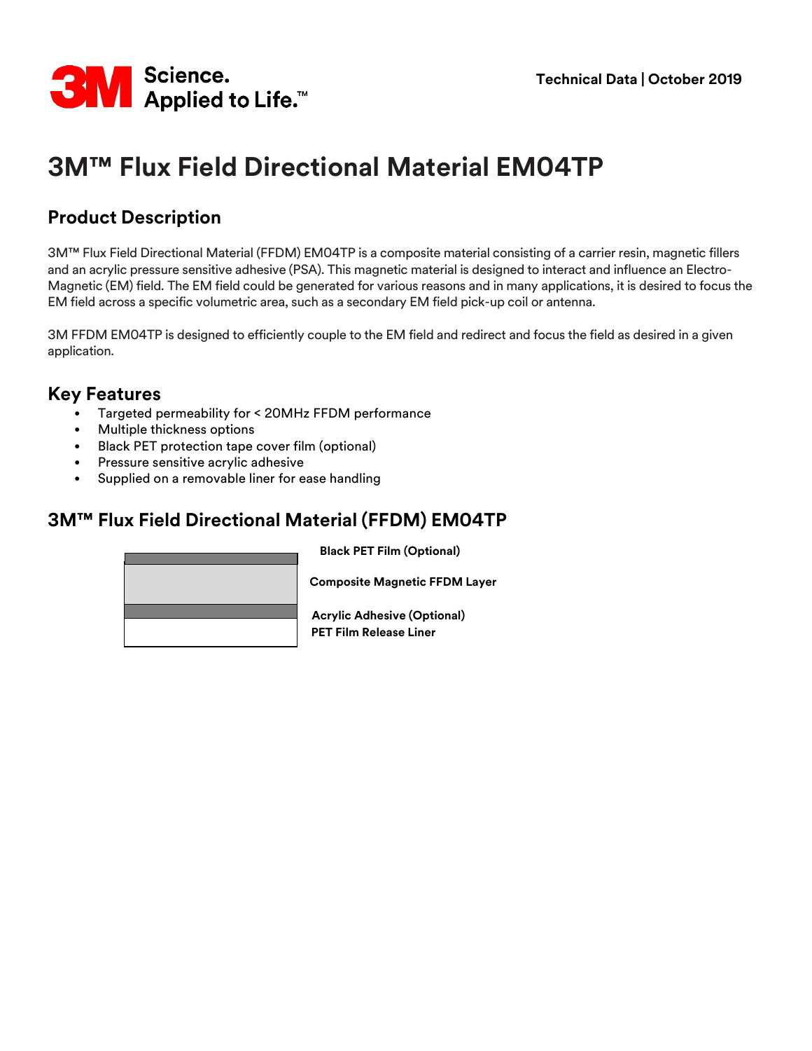Technical Data | October 2019

# 3M™ Flux Field Directional Material EM04TP

## Product Description

3M™ Flux Field Directional Material (FFDM) EM04TP is a composite material consisting of a carrier resin, magnetic fillers and an acrylic pressure sensitive adhesive (PSA). This magnetic material is designed to interact and influence an Electro-Magnetic (EM) field. The EM field could be generated for various reasons and in many applications, it is desired to focus the EM field across a specific volumetric area, such as a secondary EM field pick-up coil or antenna.

3M FFDM EM04TP is designed to efficiently couple to the EM field and redirect and focus the field as desired in a given application.

## Key Features

- Targeted permeability for < 20MHz FFDM performance
- Multiple thickness options
- Black PET protection tape cover film (optional)
- Pressure sensitive acrylic adhesive
- Supplied on a removable liner for ease handling

## 3M™ Flux Field Directional Material (FFDM) EM04TP

**Black PET Film (Optional)**

**Composite Magnetic FFDM Layer**

**Acrylic Adhesive (Optional)**

**PET Film Release Liner**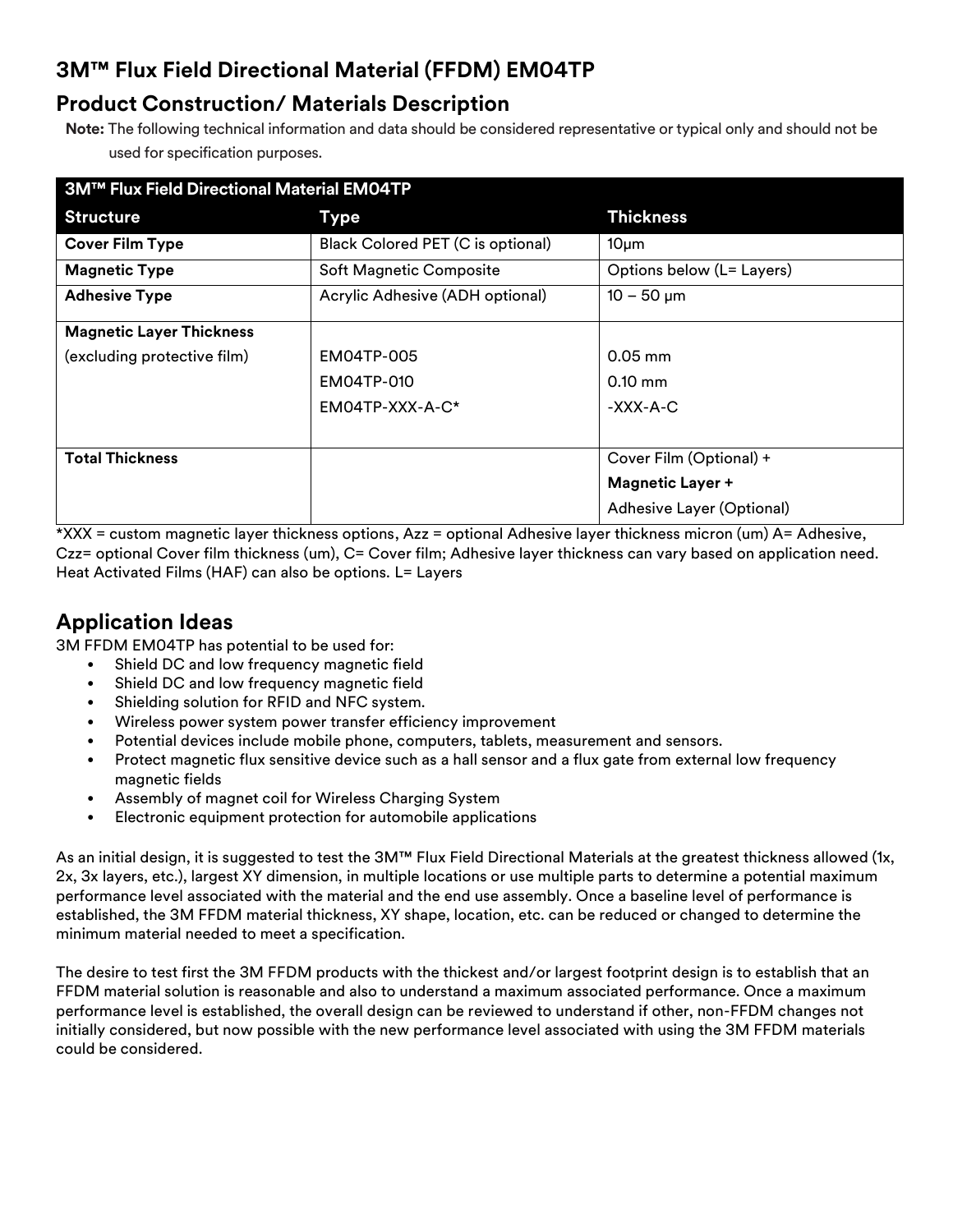## 3M™ Flux Field Directional Material (FFDM) EM04TP

## Product Construction/ Materials Description

**Note:** The following technical information and data should be considered representative or typical only and should not be used for specification purposes.

| 3M™ Flux Field Directional Material EM04TP | | |
|---|---|---|
| **Structure** | **Type** | **Thickness** |
| **Cover Film Type** | Black Colored PET (C is optional) | 10µm |
| **Magnetic Type** | Soft Magnetic Composite | Options below (L= Layers) |
| **Adhesive Type** | Acrylic Adhesive (ADH optional) | 10 – 50 µm |
| **Magnetic Layer Thickness** (excluding protective film) | EM04TP-005<br>EM04TP-010<br>EM04TP-XXX-A-C* | 0.05 mm<br>0.10 mm<br>-XXX-A-C |
| **Total Thickness** | | Cover Film (Optional) +<br>**Magnetic Layer +**<br>Adhesive Layer (Optional) |

*XXX = custom magnetic layer thickness options, Azz = optional Adhesive layer thickness micron (um) A= Adhesive, Czz= optional Cover film thickness (um), C= Cover film; Adhesive layer thickness can vary based on application need. Heat Activated Films (HAF) can also be options. L= Layers

## Application Ideas

3M FFDM EM04TP has potential to be used for:

- Shield DC and low frequency magnetic field
- Shield DC and low frequency magnetic field
- Shielding solution for RFID and NFC system.
- Wireless power system power transfer efficiency improvement
- Potential devices include mobile phone, computers, tablets, measurement and sensors.
- Protect magnetic flux sensitive device such as a hall sensor and a flux gate from external low frequency magnetic fields
- Assembly of magnet coil for Wireless Charging System
- Electronic equipment protection for automobile applications

As an initial design, it is suggested to test the 3M™ Flux Field Directional Materials at the greatest thickness allowed (1x, 2x, 3x layers, etc.), largest XY dimension, in multiple locations or use multiple parts to determine a potential maximum performance level associated with the material and the end use assembly. Once a baseline level of performance is established, the 3M FFDM material thickness, XY shape, location, etc. can be reduced or changed to determine the minimum material needed to meet a specification.

The desire to test first the 3M FFDM products with the thickest and/or largest footprint design is to establish that an FFDM material solution is reasonable and also to understand a maximum associated performance. Once a maximum performance level is established, the overall design can be reviewed to understand if other, non-FFDM changes not initially considered, but now possible with the new performance level associated with using the 3M FFDM materials could be considered.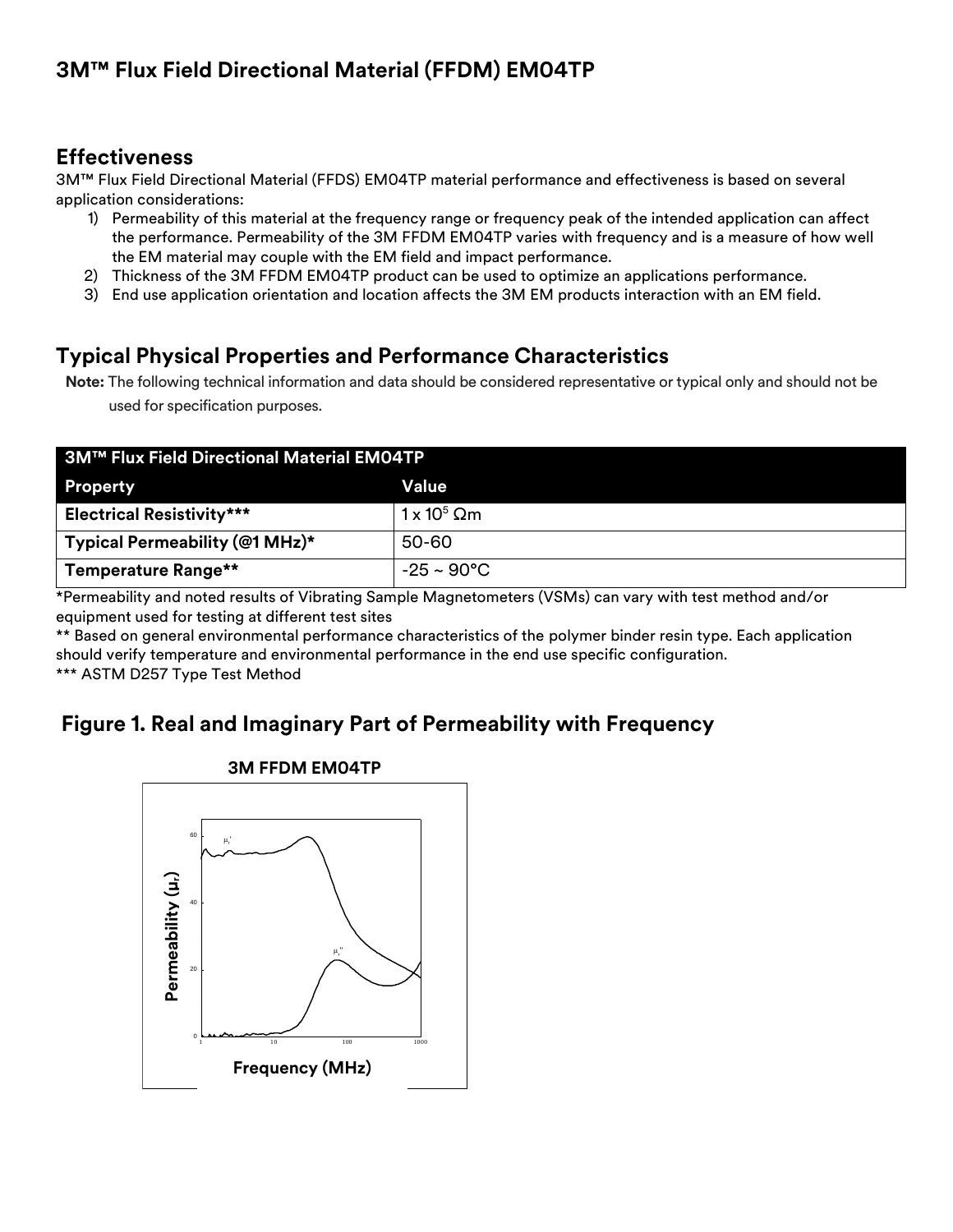## 3M™ Flux Field Directional Material (FFDM) EM04TP

## Effectiveness

3M™ Flux Field Directional Material (FFDS) EM04TP material performance and effectiveness is based on several application considerations:

1) Permeability of this material at the frequency range or frequency peak of the intended application can affect the performance. Permeability of the 3M FFDM EM04TP varies with frequency and is a measure of how well the EM material may couple with the EM field and impact performance.
2) Thickness of the 3M FFDM EM04TP product can be used to optimize an applications performance.
3) End use application orientation and location affects the 3M EM products interaction with an EM field.

## Typical Physical Properties and Performance Characteristics

**Note:** The following technical information and data should be considered representative or typical only and should not be used for specification purposes.

| 3M™ Flux Field Directional Material EM04TP | |
|---|---|
| **Property** | **Value** |
| **Electrical Resistivity*** ** | $1 \times 10^5$ Ωm |
| **Typical Permeability (@1 MHz)*** | 50-60 |
| **Temperature Range**** | -25 ~ 90°C |

*Permeability and noted results of Vibrating Sample Magnetometers (VSMs) can vary with test method and/or equipment used for testing at different test sites

** Based on general environmental performance characteristics of the polymer binder resin type. Each application should verify temperature and environmental performance in the end use specific configuration.

*** ASTM D257 Type Test Method

## Figure 1. Real and Imaginary Part of Permeability with Frequency

3M FFDM EM04TP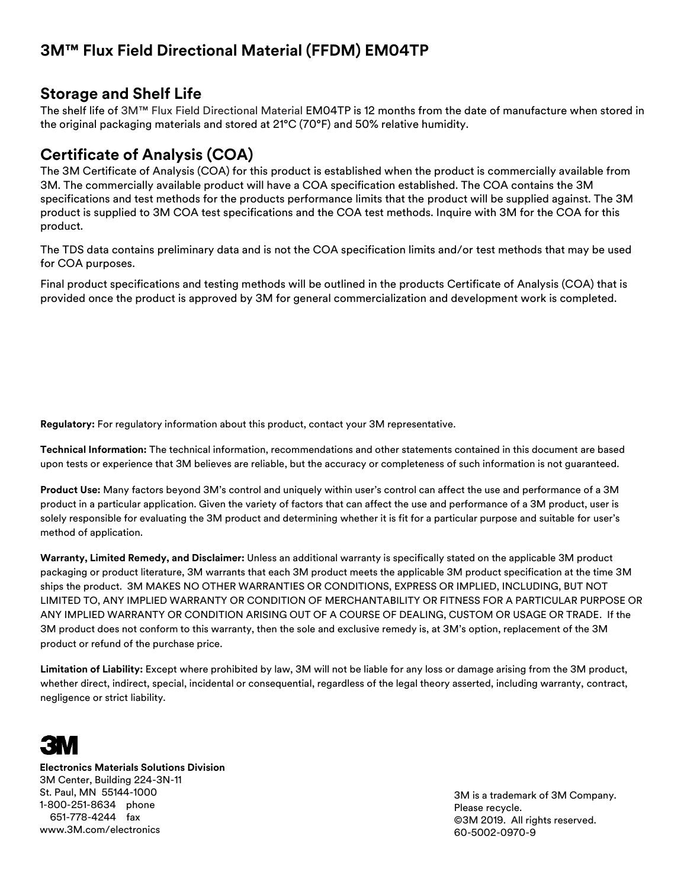# 3M™ Flux Field Directional Material (FFDM) EM04TP

## Storage and Shelf Life

The shelf life of 3M™ Flux Field Directional Material EM04TP is 12 months from the date of manufacture when stored in the original packaging materials and stored at 21°C (70°F) and 50% relative humidity.

## Certificate of Analysis (COA)

The 3M Certificate of Analysis (COA) for this product is established when the product is commercially available from 3M. The commercially available product will have a COA specification established. The COA contains the 3M specifications and test methods for the products performance limits that the product will be supplied against. The 3M product is supplied to 3M COA test specifications and the COA test methods. Inquire with 3M for the COA for this product.

The TDS data contains preliminary data and is not the COA specification limits and/or test methods that may be used for COA purposes.

Final product specifications and testing methods will be outlined in the products Certificate of Analysis (COA) that is provided once the product is approved by 3M for general commercialization and development work is completed.

**Regulatory:** For regulatory information about this product, contact your 3M representative.

**Technical Information:** The technical information, recommendations and other statements contained in this document are based upon tests or experience that 3M believes are reliable, but the accuracy or completeness of such information is not guaranteed.

**Product Use:** Many factors beyond 3M's control and uniquely within user's control can affect the use and performance of a 3M product in a particular application. Given the variety of factors that can affect the use and performance of a 3M product, user is solely responsible for evaluating the 3M product and determining whether it is fit for a particular purpose and suitable for user's method of application.

**Warranty, Limited Remedy, and Disclaimer:** Unless an additional warranty is specifically stated on the applicable 3M product packaging or product literature, 3M warrants that each 3M product meets the applicable 3M product specification at the time 3M ships the product. 3M MAKES NO OTHER WARRANTIES OR CONDITIONS, EXPRESS OR IMPLIED, INCLUDING, BUT NOT LIMITED TO, ANY IMPLIED WARRANTY OR CONDITION OF MERCHANTABILITY OR FITNESS FOR A PARTICULAR PURPOSE OR ANY IMPLIED WARRANTY OR CONDITION ARISING OUT OF A COURSE OF DEALING, CUSTOM OR USAGE OR TRADE. If the 3M product does not conform to this warranty, then the sole and exclusive remedy is, at 3M's option, replacement of the 3M product or refund of the purchase price.

**Limitation of Liability:** Except where prohibited by law, 3M will not be liable for any loss or damage arising from the 3M product, whether direct, indirect, special, incidental or consequential, regardless of the legal theory asserted, including warranty, contract, negligence or strict liability.

3M

**Electronics Materials Solutions Division**
3M Center, Building 224-3N-11
St. Paul, MN 55144-1000
1-800-251-8634 phone
651-778-4244 fax
www.3M.com/electronics

3M is a trademark of 3M Company.
Please recycle.
©3M 2019. All rights reserved.
60-5002-0970-9